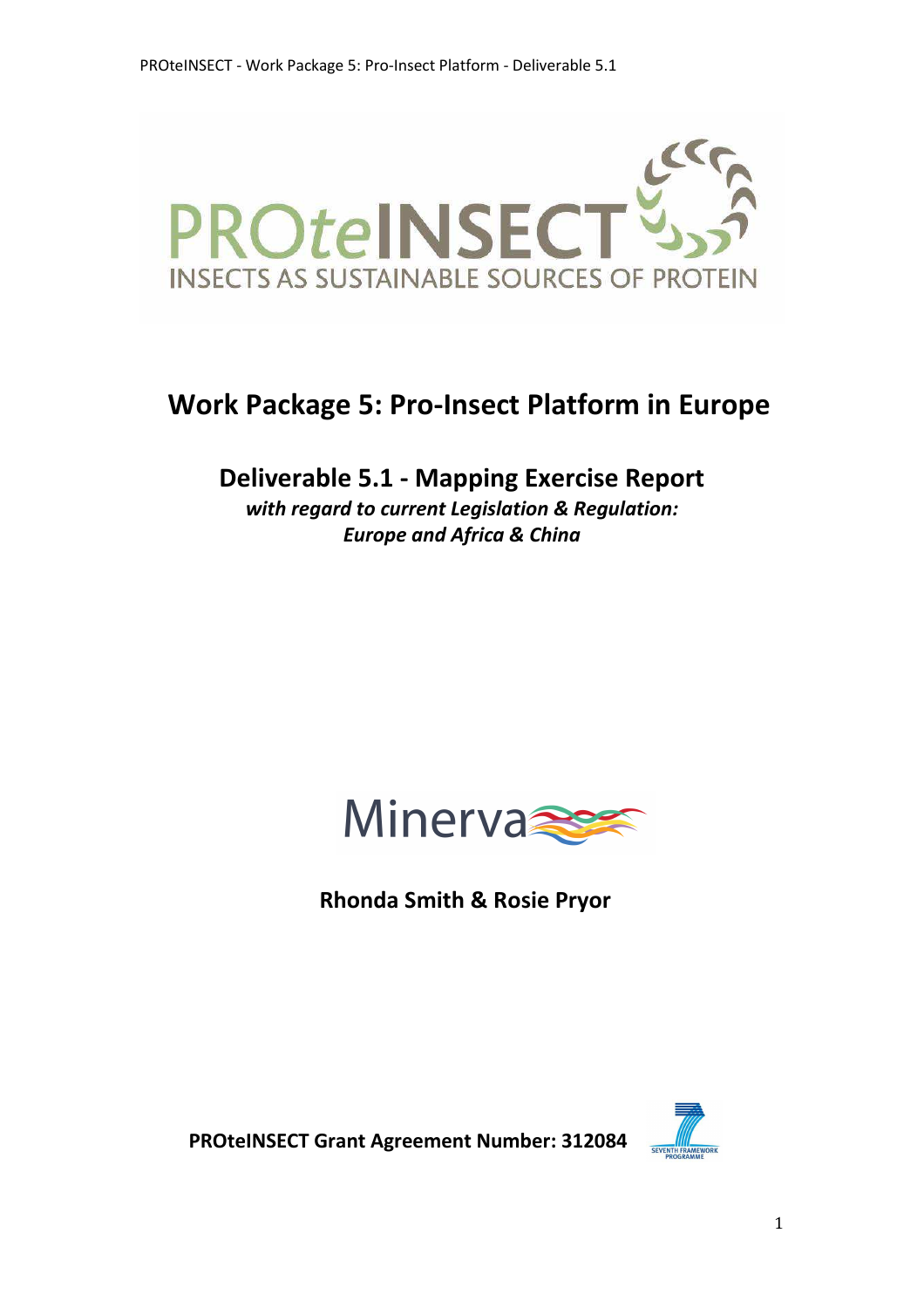PROteINSECT

INSECTS AS SUSTAINABLE SOURCES OF PROTEIN

# Work Package 5: Pro-Insect Platform in Europe

## Deliverable 5.1 - Mapping Exercise Report

***with regard to current Legislation & Regulation:***
***Europe and Africa & China***

Minerva

**Rhonda Smith & Rosie Pryor**

**PROteINSECT Grant Agreement Number: 312084**

SEVENTH FRAMEWORK PROGRAMME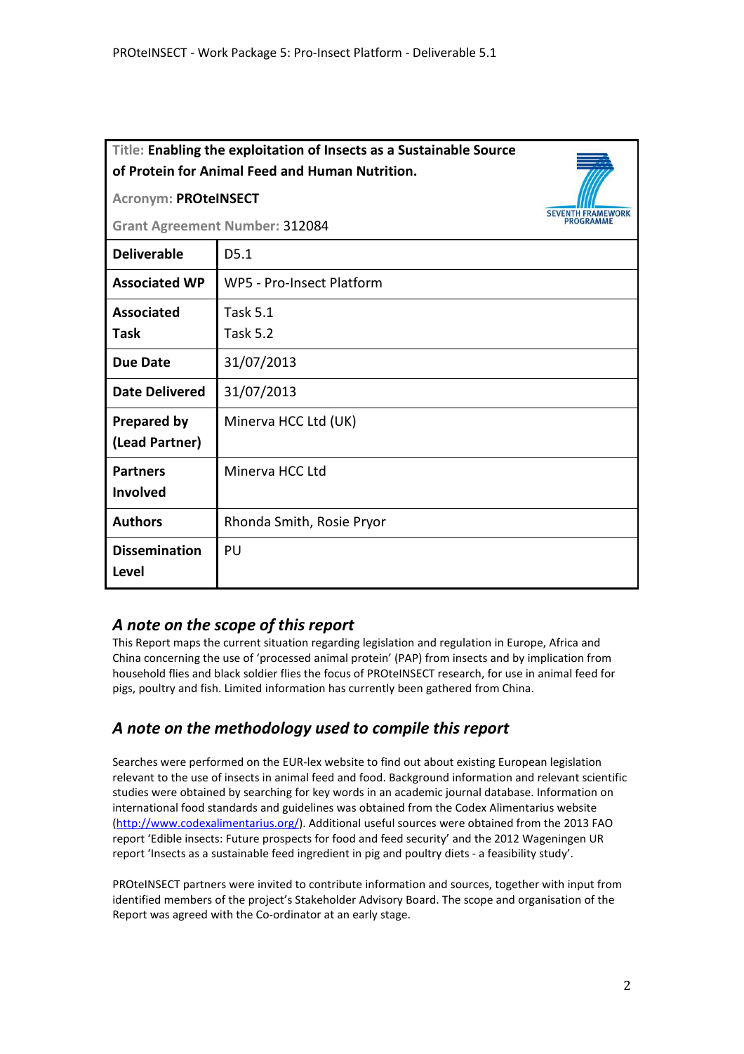| Title: **Enabling the exploitation of Insects as a Sustainable Source of Protein for Animal Feed and Human Nutrition.** Acronym: **PROteINSECT** Grant Agreement Number: 312084 | SEVENTH FRAMEWORK PROGRAMME |
|---|---|
| **Deliverable** | D5.1 |
| **Associated WP** | WP5 - Pro-Insect Platform |
| **Associated Task** | Task 5.1 Task 5.2 |
| **Due Date** | 31/07/2013 |
| **Date Delivered** | 31/07/2013 |
| **Prepared by (Lead Partner)** | Minerva HCC Ltd (UK) |
| **Partners Involved** | Minerva HCC Ltd |
| **Authors** | Rhonda Smith, Rosie Pryor |
| **Dissemination Level** | PU |

## *A note on the scope of this report*

This Report maps the current situation regarding legislation and regulation in Europe, Africa and China concerning the use of 'processed animal protein' (PAP) from insects and by implication from household flies and black soldier flies the focus of PROteINSECT research, for use in animal feed for pigs, poultry and fish. Limited information has currently been gathered from China.

## *A note on the methodology used to compile this report*

Searches were performed on the EUR-lex website to find out about existing European legislation relevant to the use of insects in animal feed and food. Background information and relevant scientific studies were obtained by searching for key words in an academic journal database. Information on international food standards and guidelines was obtained from the Codex Alimentarius website (http://www.codexalimentarius.org/). Additional useful sources were obtained from the 2013 FAO report 'Edible insects: Future prospects for food and feed security' and the 2012 Wageningen UR report 'Insects as a sustainable feed ingredient in pig and poultry diets - a feasibility study'.

PROteINSECT partners were invited to contribute information and sources, together with input from identified members of the project's Stakeholder Advisory Board. The scope and organisation of the Report was agreed with the Co-ordinator at an early stage.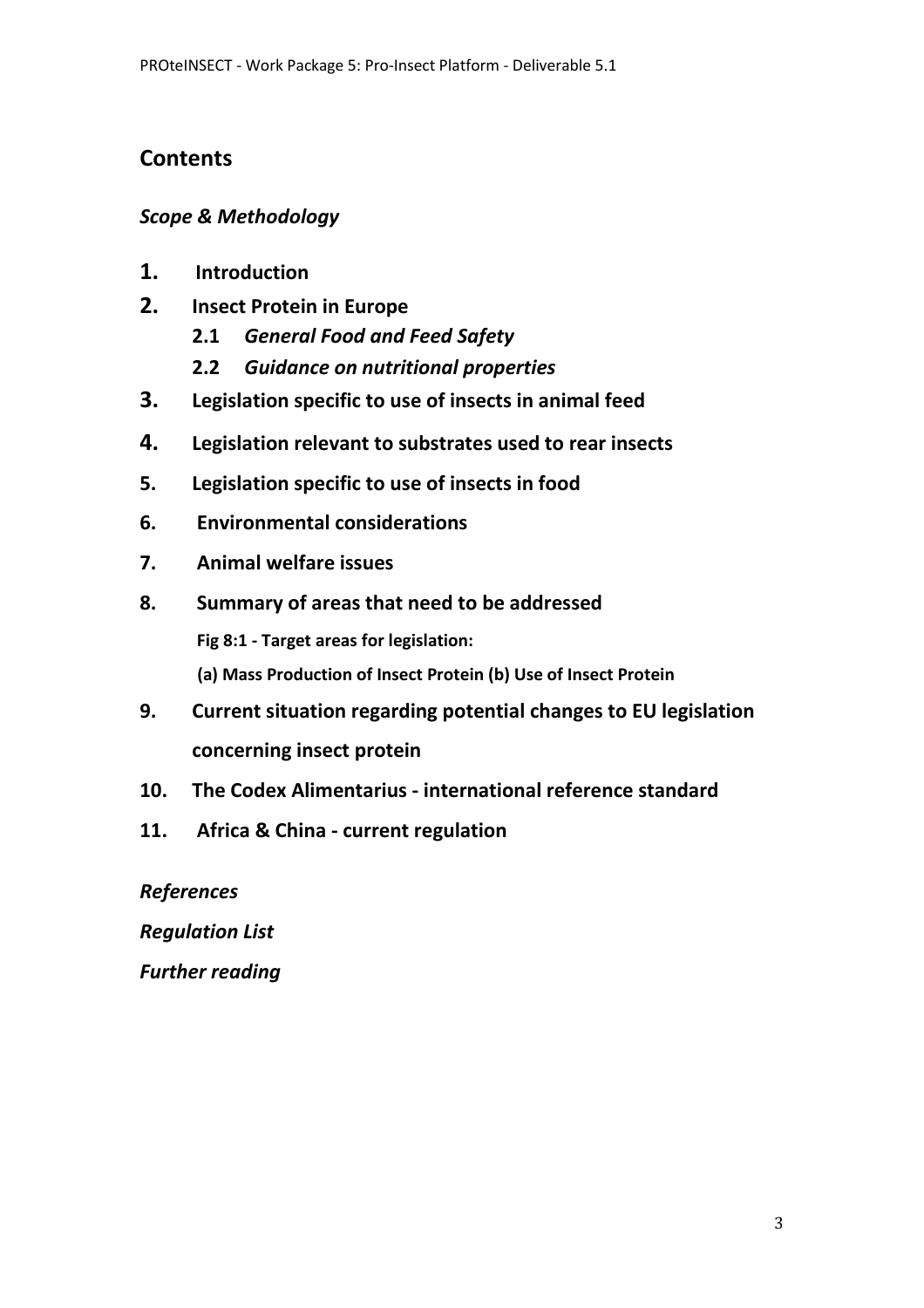## Contents

***Scope & Methodology***

**1.** **Introduction**

**2.** **Insect Protein in Europe**

- **2.1** ***General Food and Feed Safety***
- **2.2** ***Guidance on nutritional properties***

**3.** **Legislation specific to use of insects in animal feed**

**4.** **Legislation relevant to substrates used to rear insects**

**5.** **Legislation specific to use of insects in food**

**6.** **Environmental considerations**

**7.** **Animal welfare issues**

**8.** **Summary of areas that need to be addressed**

**Fig 8:1 - Target areas for legislation:**

**(a) Mass Production of Insect Protein (b) Use of Insect Protein**

**9.** **Current situation regarding potential changes to EU legislation concerning insect protein**

**10.** **The Codex Alimentarius - international reference standard**

**11.** **Africa & China - current regulation**

***References***

***Regulation List***

***Further reading***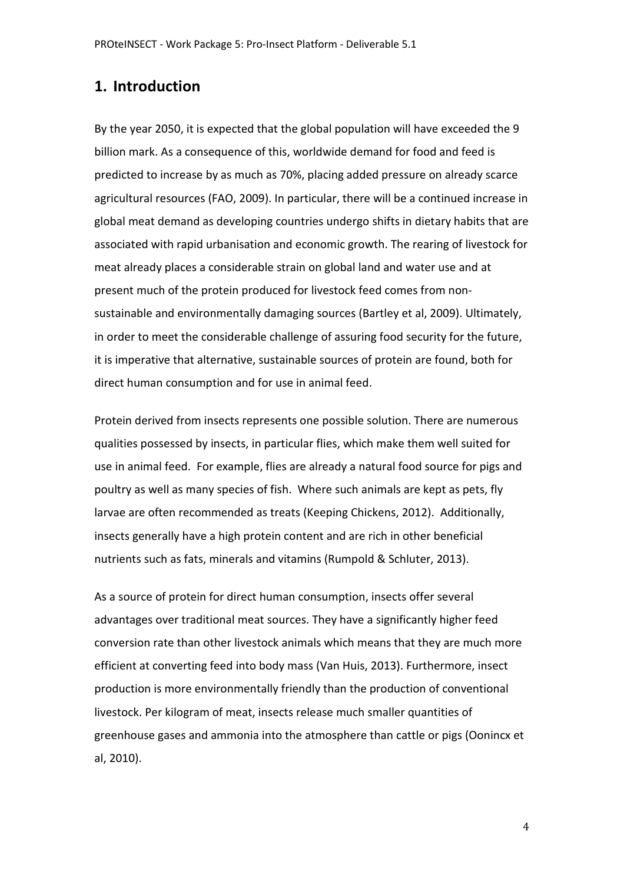## 1. Introduction

By the year 2050, it is expected that the global population will have exceeded the 9 billion mark. As a consequence of this, worldwide demand for food and feed is predicted to increase by as much as 70%, placing added pressure on already scarce agricultural resources (FAO, 2009). In particular, there will be a continued increase in global meat demand as developing countries undergo shifts in dietary habits that are associated with rapid urbanisation and economic growth. The rearing of livestock for meat already places a considerable strain on global land and water use and at present much of the protein produced for livestock feed comes from non-sustainable and environmentally damaging sources (Bartley et al, 2009). Ultimately, in order to meet the considerable challenge of assuring food security for the future, it is imperative that alternative, sustainable sources of protein are found, both for direct human consumption and for use in animal feed.

Protein derived from insects represents one possible solution. There are numerous qualities possessed by insects, in particular flies, which make them well suited for use in animal feed. For example, flies are already a natural food source for pigs and poultry as well as many species of fish. Where such animals are kept as pets, fly larvae are often recommended as treats (Keeping Chickens, 2012). Additionally, insects generally have a high protein content and are rich in other beneficial nutrients such as fats, minerals and vitamins (Rumpold & Schluter, 2013).

As a source of protein for direct human consumption, insects offer several advantages over traditional meat sources. They have a significantly higher feed conversion rate than other livestock animals which means that they are much more efficient at converting feed into body mass (Van Huis, 2013). Furthermore, insect production is more environmentally friendly than the production of conventional livestock. Per kilogram of meat, insects release much smaller quantities of greenhouse gases and ammonia into the atmosphere than cattle or pigs (Oonincx et al, 2010).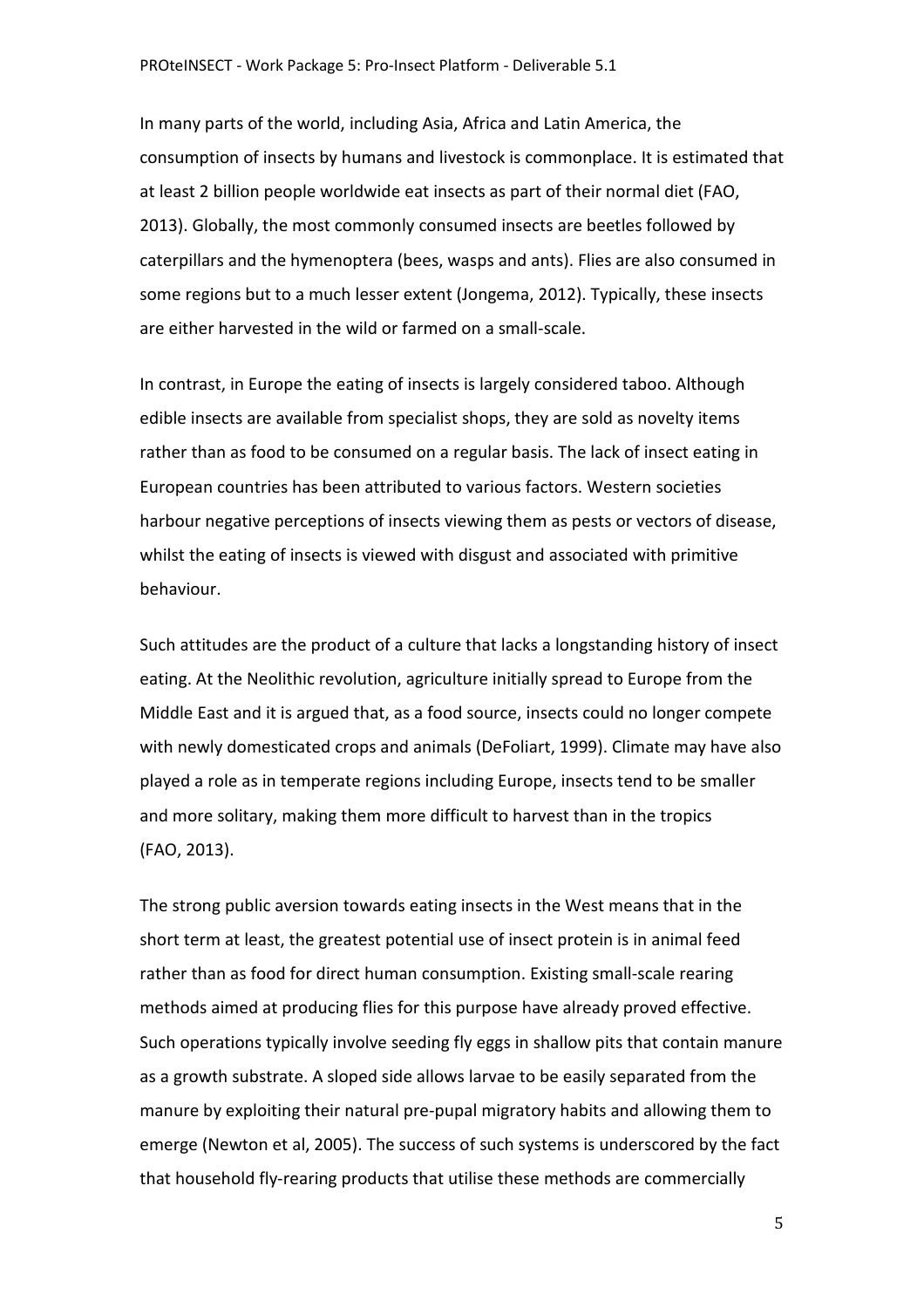In many parts of the world, including Asia, Africa and Latin America, the consumption of insects by humans and livestock is commonplace. It is estimated that at least 2 billion people worldwide eat insects as part of their normal diet (FAO, 2013). Globally, the most commonly consumed insects are beetles followed by caterpillars and the hymenoptera (bees, wasps and ants). Flies are also consumed in some regions but to a much lesser extent (Jongema, 2012). Typically, these insects are either harvested in the wild or farmed on a small-scale.

In contrast, in Europe the eating of insects is largely considered taboo. Although edible insects are available from specialist shops, they are sold as novelty items rather than as food to be consumed on a regular basis. The lack of insect eating in European countries has been attributed to various factors. Western societies harbour negative perceptions of insects viewing them as pests or vectors of disease, whilst the eating of insects is viewed with disgust and associated with primitive behaviour.

Such attitudes are the product of a culture that lacks a longstanding history of insect eating. At the Neolithic revolution, agriculture initially spread to Europe from the Middle East and it is argued that, as a food source, insects could no longer compete with newly domesticated crops and animals (DeFoliart, 1999). Climate may have also played a role as in temperate regions including Europe, insects tend to be smaller and more solitary, making them more difficult to harvest than in the tropics (FAO, 2013).

The strong public aversion towards eating insects in the West means that in the short term at least, the greatest potential use of insect protein is in animal feed rather than as food for direct human consumption. Existing small-scale rearing methods aimed at producing flies for this purpose have already proved effective. Such operations typically involve seeding fly eggs in shallow pits that contain manure as a growth substrate. A sloped side allows larvae to be easily separated from the manure by exploiting their natural pre-pupal migratory habits and allowing them to emerge (Newton et al, 2005). The success of such systems is underscored by the fact that household fly-rearing products that utilise these methods are commercially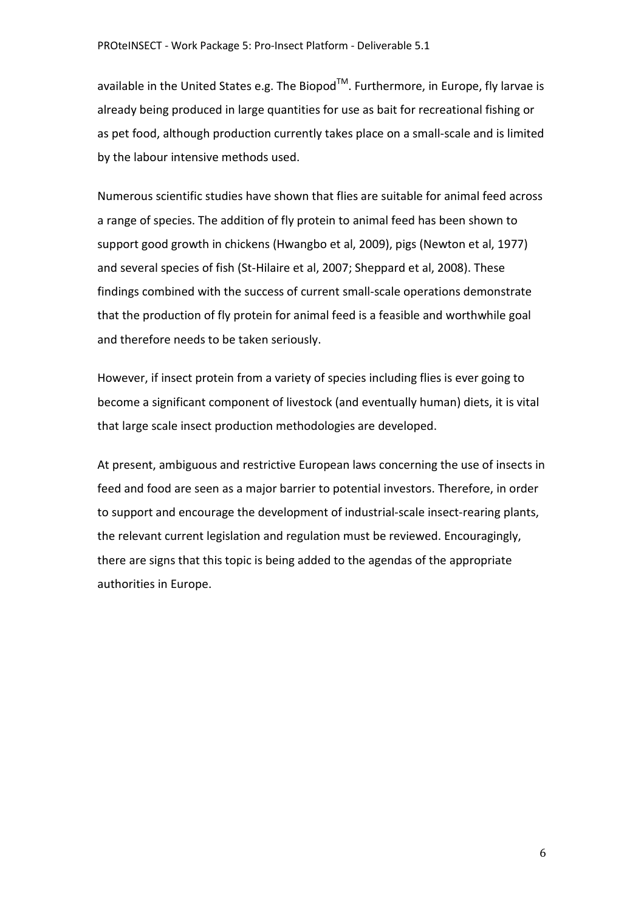available in the United States e.g. The Biopod$^{TM}$. Furthermore, in Europe, fly larvae is already being produced in large quantities for use as bait for recreational fishing or as pet food, although production currently takes place on a small-scale and is limited by the labour intensive methods used.

Numerous scientific studies have shown that flies are suitable for animal feed across a range of species. The addition of fly protein to animal feed has been shown to support good growth in chickens (Hwangbo et al, 2009), pigs (Newton et al, 1977) and several species of fish (St-Hilaire et al, 2007; Sheppard et al, 2008). These findings combined with the success of current small-scale operations demonstrate that the production of fly protein for animal feed is a feasible and worthwhile goal and therefore needs to be taken seriously.

However, if insect protein from a variety of species including flies is ever going to become a significant component of livestock (and eventually human) diets, it is vital that large scale insect production methodologies are developed.

At present, ambiguous and restrictive European laws concerning the use of insects in feed and food are seen as a major barrier to potential investors. Therefore, in order to support and encourage the development of industrial-scale insect-rearing plants, the relevant current legislation and regulation must be reviewed. Encouragingly, there are signs that this topic is being added to the agendas of the appropriate authorities in Europe.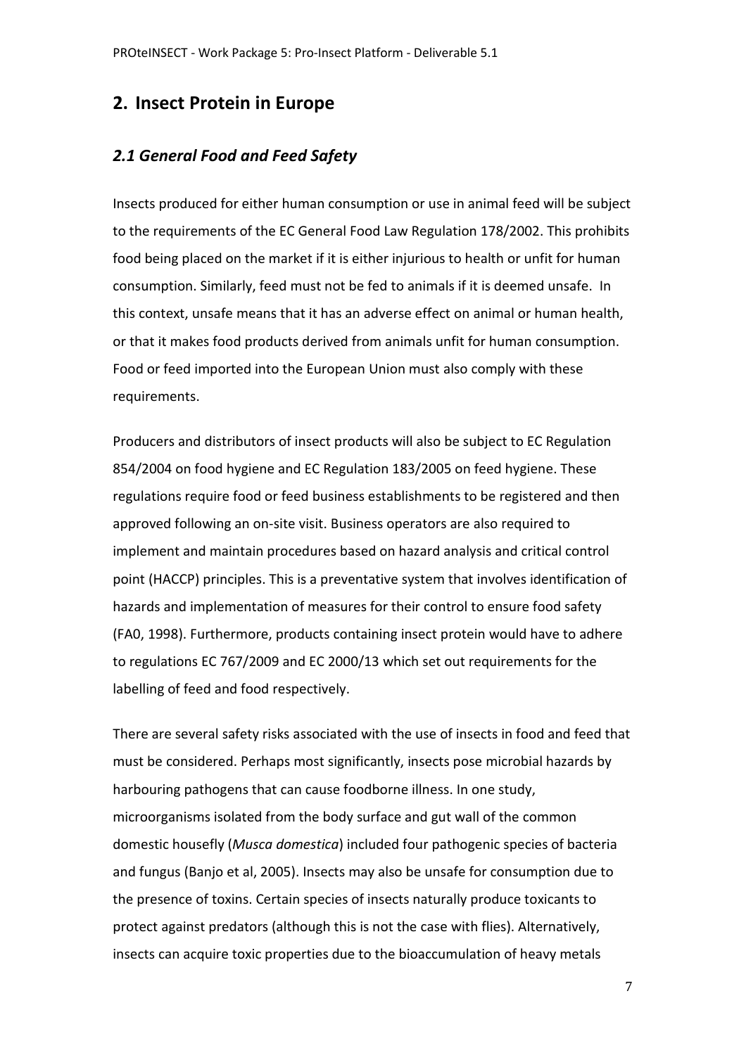## 2. Insect Protein in Europe

### *2.1 General Food and Feed Safety*

Insects produced for either human consumption or use in animal feed will be subject to the requirements of the EC General Food Law Regulation 178/2002. This prohibits food being placed on the market if it is either injurious to health or unfit for human consumption. Similarly, feed must not be fed to animals if it is deemed unsafe. In this context, unsafe means that it has an adverse effect on animal or human health, or that it makes food products derived from animals unfit for human consumption. Food or feed imported into the European Union must also comply with these requirements.

Producers and distributors of insect products will also be subject to EC Regulation 854/2004 on food hygiene and EC Regulation 183/2005 on feed hygiene. These regulations require food or feed business establishments to be registered and then approved following an on-site visit. Business operators are also required to implement and maintain procedures based on hazard analysis and critical control point (HACCP) principles. This is a preventative system that involves identification of hazards and implementation of measures for their control to ensure food safety (FA0, 1998). Furthermore, products containing insect protein would have to adhere to regulations EC 767/2009 and EC 2000/13 which set out requirements for the labelling of feed and food respectively.

There are several safety risks associated with the use of insects in food and feed that must be considered. Perhaps most significantly, insects pose microbial hazards by harbouring pathogens that can cause foodborne illness. In one study, microorganisms isolated from the body surface and gut wall of the common domestic housefly (*Musca domestica*) included four pathogenic species of bacteria and fungus (Banjo et al, 2005). Insects may also be unsafe for consumption due to the presence of toxins. Certain species of insects naturally produce toxicants to protect against predators (although this is not the case with flies). Alternatively, insects can acquire toxic properties due to the bioaccumulation of heavy metals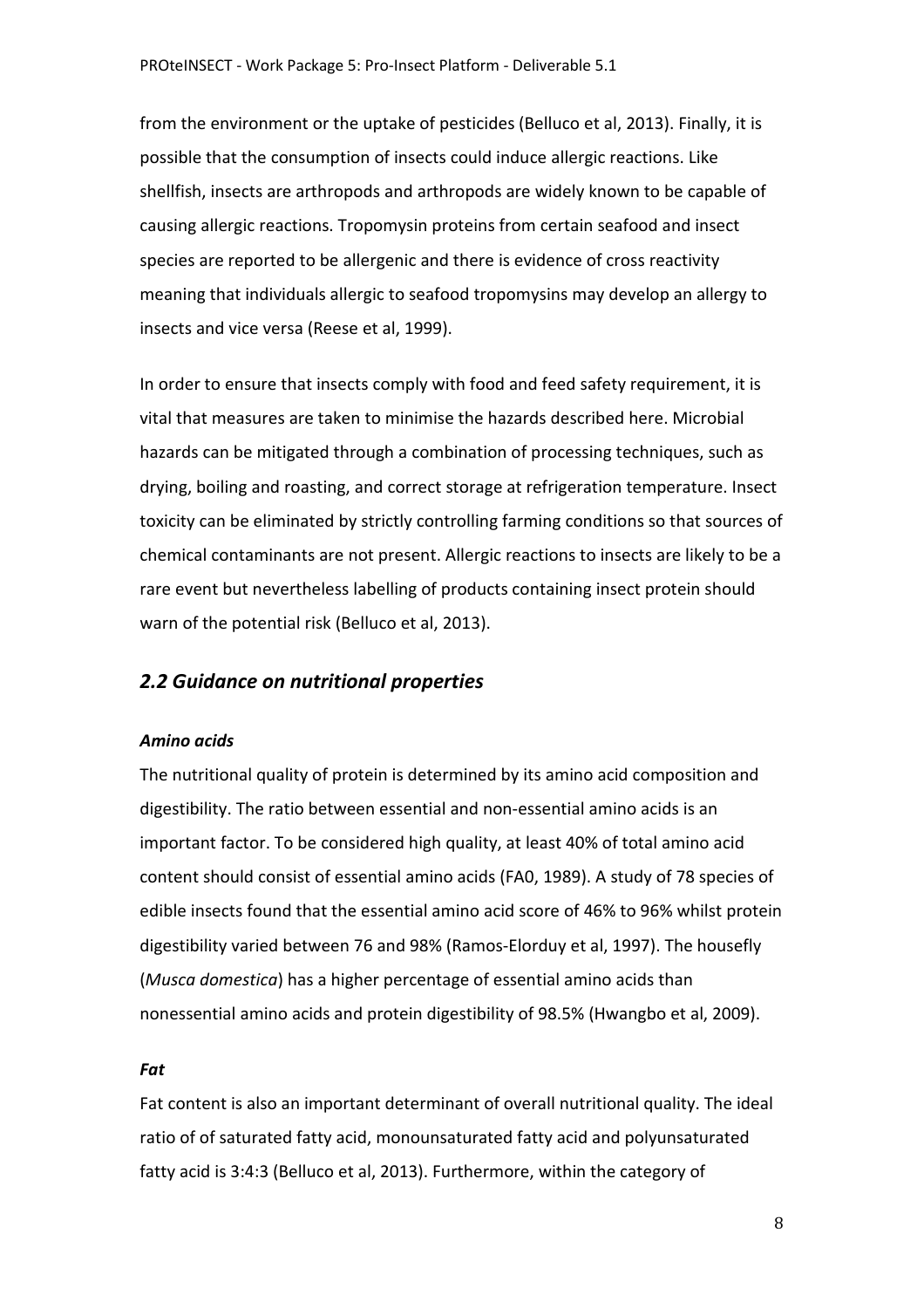from the environment or the uptake of pesticides (Belluco et al, 2013). Finally, it is possible that the consumption of insects could induce allergic reactions. Like shellfish, insects are arthropods and arthropods are widely known to be capable of causing allergic reactions. Tropomysin proteins from certain seafood and insect species are reported to be allergenic and there is evidence of cross reactivity meaning that individuals allergic to seafood tropomysins may develop an allergy to insects and vice versa (Reese et al, 1999).

In order to ensure that insects comply with food and feed safety requirement, it is vital that measures are taken to minimise the hazards described here. Microbial hazards can be mitigated through a combination of processing techniques, such as drying, boiling and roasting, and correct storage at refrigeration temperature. Insect toxicity can be eliminated by strictly controlling farming conditions so that sources of chemical contaminants are not present. Allergic reactions to insects are likely to be a rare event but nevertheless labelling of products containing insect protein should warn of the potential risk (Belluco et al, 2013).

## *2.2 Guidance on nutritional properties*

#### ***Amino acids***

The nutritional quality of protein is determined by its amino acid composition and digestibility. The ratio between essential and non-essential amino acids is an important factor. To be considered high quality, at least 40% of total amino acid content should consist of essential amino acids (FA0, 1989). A study of 78 species of edible insects found that the essential amino acid score of 46% to 96% whilst protein digestibility varied between 76 and 98% (Ramos-Elorduy et al, 1997). The housefly (*Musca domestica*) has a higher percentage of essential amino acids than nonessential amino acids and protein digestibility of 98.5% (Hwangbo et al, 2009).

#### ***Fat***

Fat content is also an important determinant of overall nutritional quality. The ideal ratio of of saturated fatty acid, monounsaturated fatty acid and polyunsaturated fatty acid is 3:4:3 (Belluco et al, 2013). Furthermore, within the category of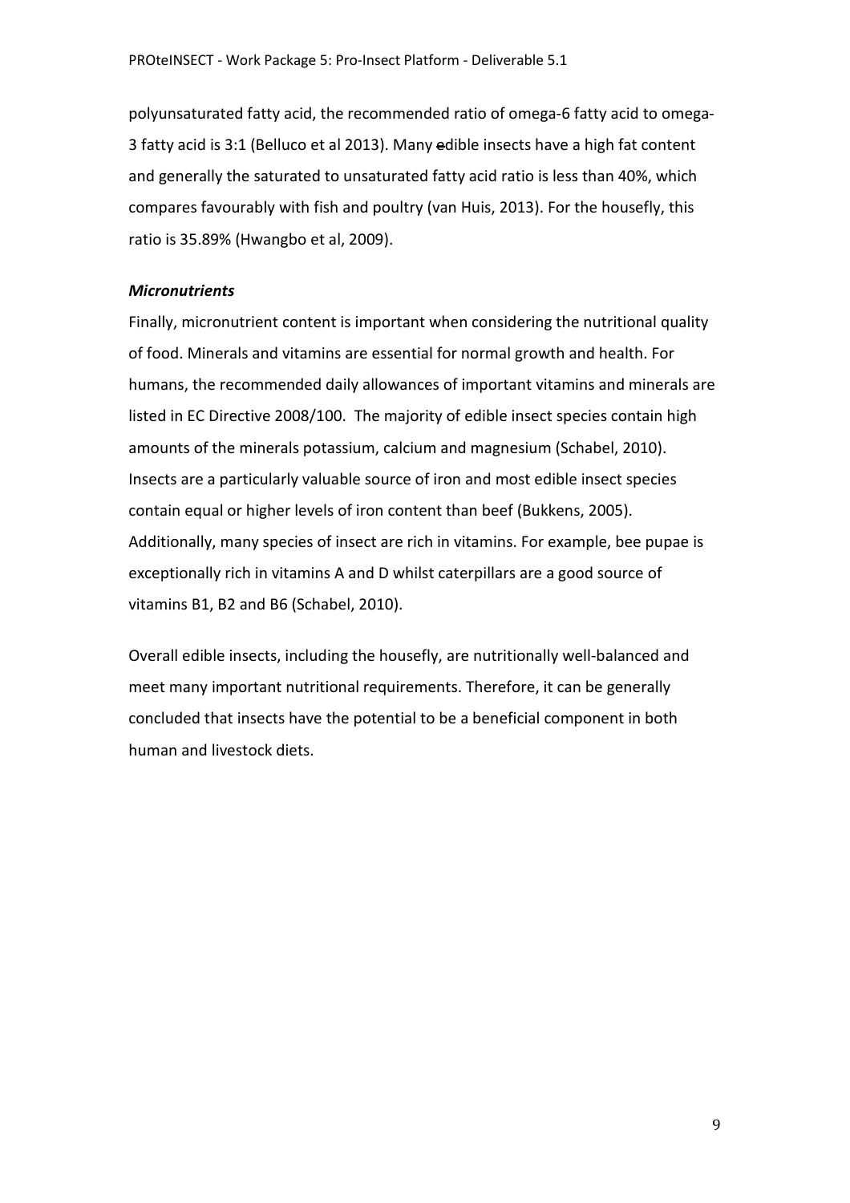polyunsaturated fatty acid, the recommended ratio of omega-6 fatty acid to omega-3 fatty acid is 3:1 (Belluco et al 2013). Many edible insects have a high fat content and generally the saturated to unsaturated fatty acid ratio is less than 40%, which compares favourably with fish and poultry (van Huis, 2013). For the housefly, this ratio is 35.89% (Hwangbo et al, 2009).

***Micronutrients***

Finally, micronutrient content is important when considering the nutritional quality of food. Minerals and vitamins are essential for normal growth and health. For humans, the recommended daily allowances of important vitamins and minerals are listed in EC Directive 2008/100. The majority of edible insect species contain high amounts of the minerals potassium, calcium and magnesium (Schabel, 2010). Insects are a particularly valuable source of iron and most edible insect species contain equal or higher levels of iron content than beef (Bukkens, 2005). Additionally, many species of insect are rich in vitamins. For example, bee pupae is exceptionally rich in vitamins A and D whilst caterpillars are a good source of vitamins B1, B2 and B6 (Schabel, 2010).

Overall edible insects, including the housefly, are nutritionally well-balanced and meet many important nutritional requirements. Therefore, it can be generally concluded that insects have the potential to be a beneficial component in both human and livestock diets.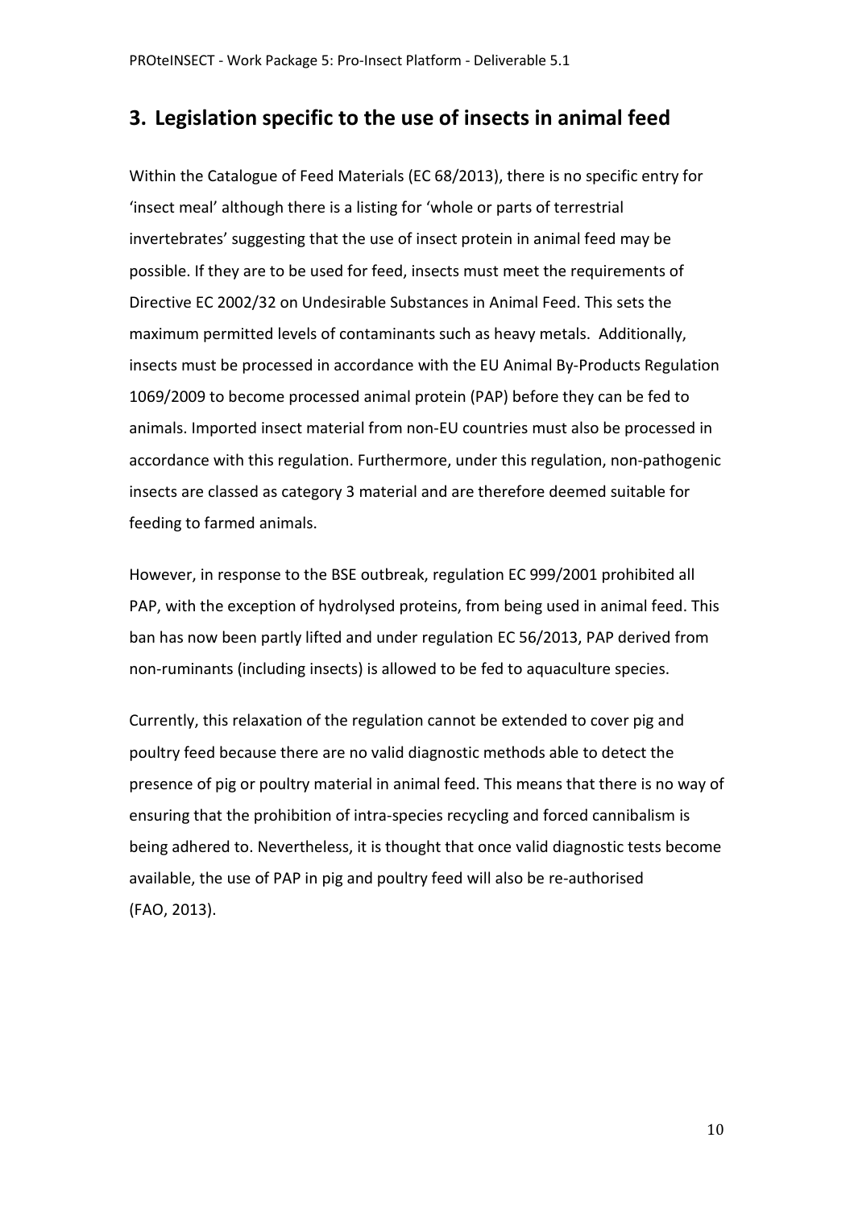## 3. Legislation specific to the use of insects in animal feed

Within the Catalogue of Feed Materials (EC 68/2013), there is no specific entry for 'insect meal' although there is a listing for 'whole or parts of terrestrial invertebrates' suggesting that the use of insect protein in animal feed may be possible. If they are to be used for feed, insects must meet the requirements of Directive EC 2002/32 on Undesirable Substances in Animal Feed. This sets the maximum permitted levels of contaminants such as heavy metals. Additionally, insects must be processed in accordance with the EU Animal By-Products Regulation 1069/2009 to become processed animal protein (PAP) before they can be fed to animals. Imported insect material from non-EU countries must also be processed in accordance with this regulation. Furthermore, under this regulation, non-pathogenic insects are classed as category 3 material and are therefore deemed suitable for feeding to farmed animals.

However, in response to the BSE outbreak, regulation EC 999/2001 prohibited all PAP, with the exception of hydrolysed proteins, from being used in animal feed. This ban has now been partly lifted and under regulation EC 56/2013, PAP derived from non-ruminants (including insects) is allowed to be fed to aquaculture species.

Currently, this relaxation of the regulation cannot be extended to cover pig and poultry feed because there are no valid diagnostic methods able to detect the presence of pig or poultry material in animal feed. This means that there is no way of ensuring that the prohibition of intra-species recycling and forced cannibalism is being adhered to. Nevertheless, it is thought that once valid diagnostic tests become available, the use of PAP in pig and poultry feed will also be re-authorised (FAO, 2013).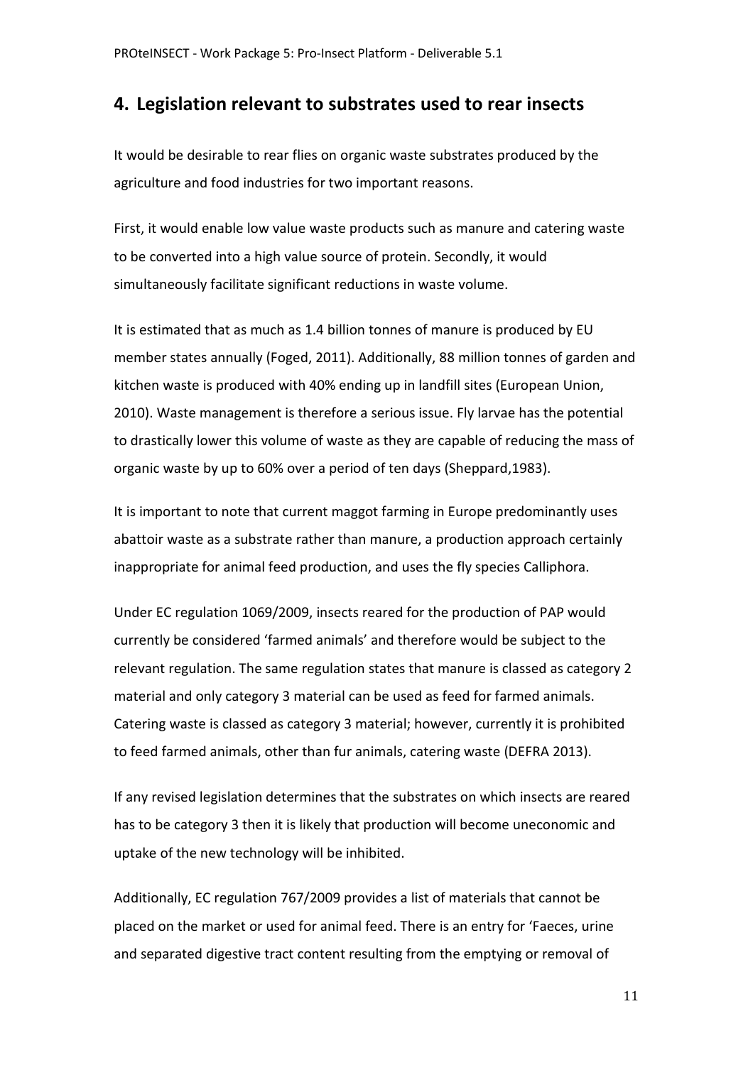## 4. Legislation relevant to substrates used to rear insects

It would be desirable to rear flies on organic waste substrates produced by the agriculture and food industries for two important reasons.

First, it would enable low value waste products such as manure and catering waste to be converted into a high value source of protein. Secondly, it would simultaneously facilitate significant reductions in waste volume.

It is estimated that as much as 1.4 billion tonnes of manure is produced by EU member states annually (Foged, 2011). Additionally, 88 million tonnes of garden and kitchen waste is produced with 40% ending up in landfill sites (European Union, 2010). Waste management is therefore a serious issue. Fly larvae has the potential to drastically lower this volume of waste as they are capable of reducing the mass of organic waste by up to 60% over a period of ten days (Sheppard,1983).

It is important to note that current maggot farming in Europe predominantly uses abattoir waste as a substrate rather than manure, a production approach certainly inappropriate for animal feed production, and uses the fly species Calliphora.

Under EC regulation 1069/2009, insects reared for the production of PAP would currently be considered 'farmed animals' and therefore would be subject to the relevant regulation. The same regulation states that manure is classed as category 2 material and only category 3 material can be used as feed for farmed animals. Catering waste is classed as category 3 material; however, currently it is prohibited to feed farmed animals, other than fur animals, catering waste (DEFRA 2013).

If any revised legislation determines that the substrates on which insects are reared has to be category 3 then it is likely that production will become uneconomic and uptake of the new technology will be inhibited.

Additionally, EC regulation 767/2009 provides a list of materials that cannot be placed on the market or used for animal feed. There is an entry for 'Faeces, urine and separated digestive tract content resulting from the emptying or removal of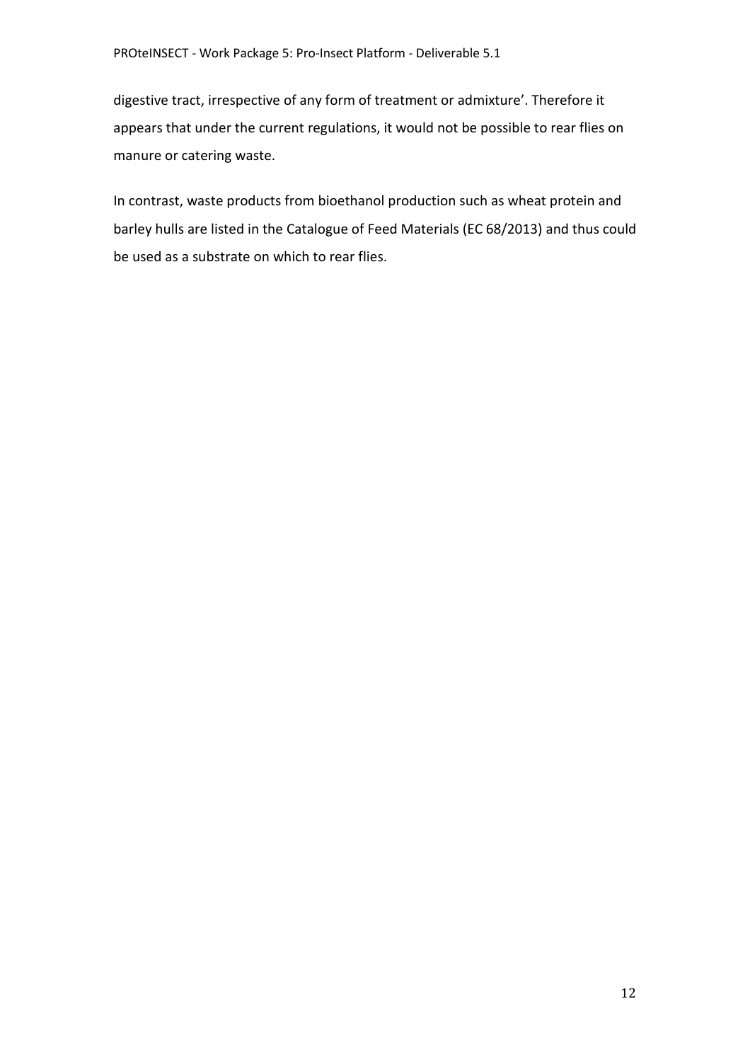digestive tract, irrespective of any form of treatment or admixture'. Therefore it appears that under the current regulations, it would not be possible to rear flies on manure or catering waste.

In contrast, waste products from bioethanol production such as wheat protein and barley hulls are listed in the Catalogue of Feed Materials (EC 68/2013) and thus could be used as a substrate on which to rear flies.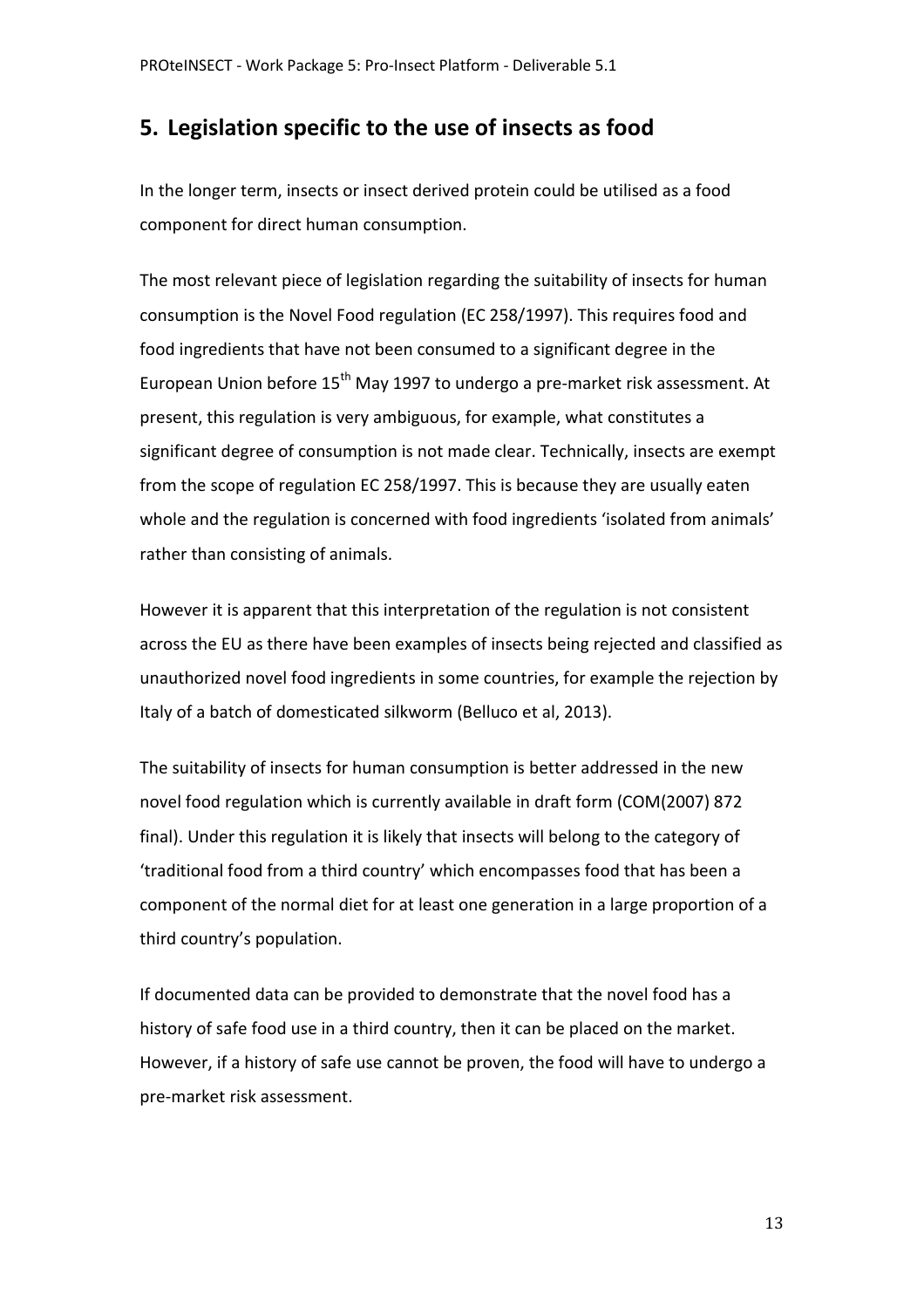## 5. Legislation specific to the use of insects as food

In the longer term, insects or insect derived protein could be utilised as a food component for direct human consumption.

The most relevant piece of legislation regarding the suitability of insects for human consumption is the Novel Food regulation (EC 258/1997). This requires food and food ingredients that have not been consumed to a significant degree in the European Union before 15th May 1997 to undergo a pre-market risk assessment. At present, this regulation is very ambiguous, for example, what constitutes a significant degree of consumption is not made clear. Technically, insects are exempt from the scope of regulation EC 258/1997. This is because they are usually eaten whole and the regulation is concerned with food ingredients 'isolated from animals' rather than consisting of animals.

However it is apparent that this interpretation of the regulation is not consistent across the EU as there have been examples of insects being rejected and classified as unauthorized novel food ingredients in some countries, for example the rejection by Italy of a batch of domesticated silkworm (Belluco et al, 2013).

The suitability of insects for human consumption is better addressed in the new novel food regulation which is currently available in draft form (COM(2007) 872 final). Under this regulation it is likely that insects will belong to the category of 'traditional food from a third country' which encompasses food that has been a component of the normal diet for at least one generation in a large proportion of a third country's population.

If documented data can be provided to demonstrate that the novel food has a history of safe food use in a third country, then it can be placed on the market. However, if a history of safe use cannot be proven, the food will have to undergo a pre-market risk assessment.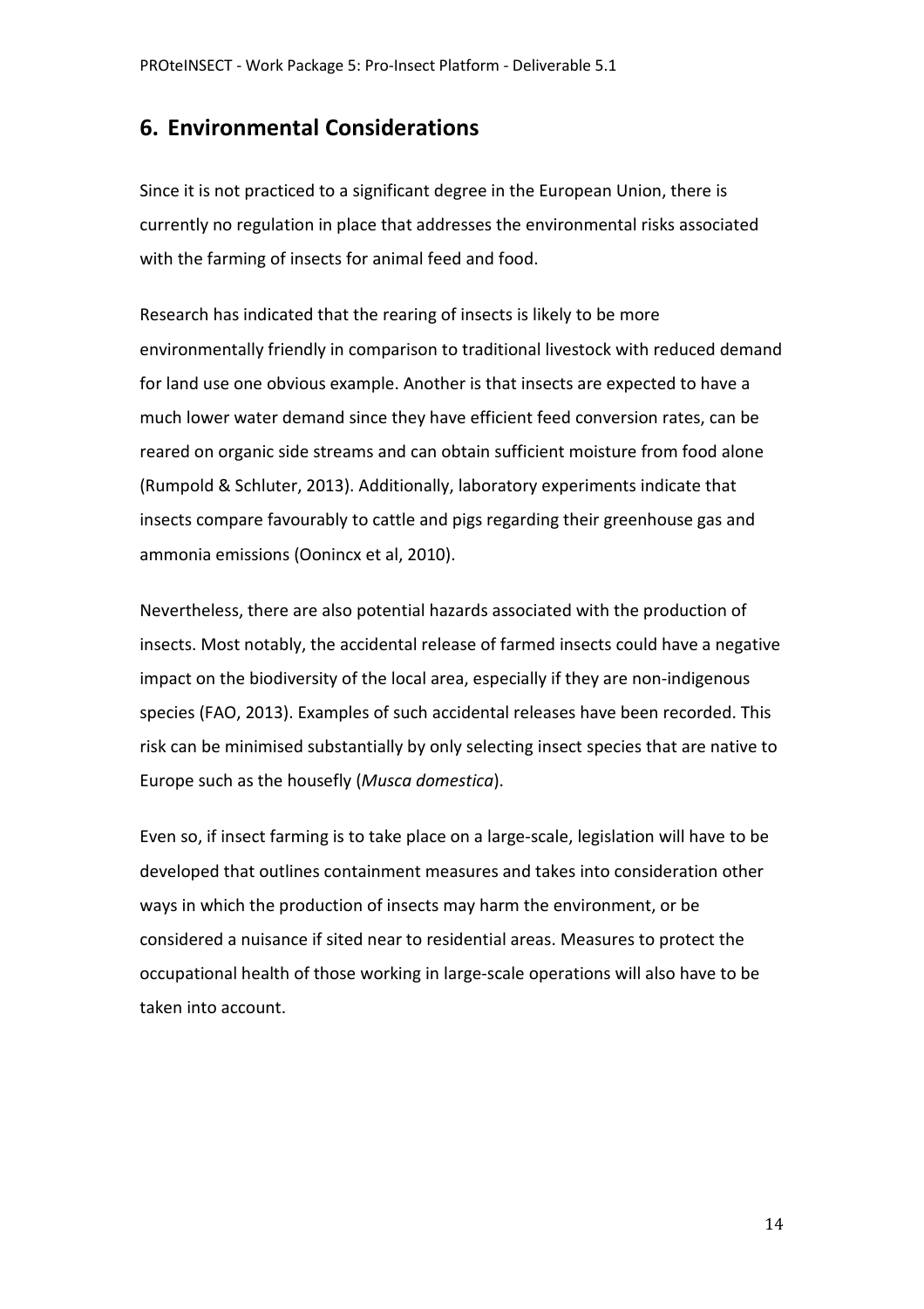## 6. Environmental Considerations

Since it is not practiced to a significant degree in the European Union, there is currently no regulation in place that addresses the environmental risks associated with the farming of insects for animal feed and food.

Research has indicated that the rearing of insects is likely to be more environmentally friendly in comparison to traditional livestock with reduced demand for land use one obvious example. Another is that insects are expected to have a much lower water demand since they have efficient feed conversion rates, can be reared on organic side streams and can obtain sufficient moisture from food alone (Rumpold & Schluter, 2013). Additionally, laboratory experiments indicate that insects compare favourably to cattle and pigs regarding their greenhouse gas and ammonia emissions (Oonincx et al, 2010).

Nevertheless, there are also potential hazards associated with the production of insects. Most notably, the accidental release of farmed insects could have a negative impact on the biodiversity of the local area, especially if they are non-indigenous species (FAO, 2013). Examples of such accidental releases have been recorded. This risk can be minimised substantially by only selecting insect species that are native to Europe such as the housefly (*Musca domestica*).

Even so, if insect farming is to take place on a large-scale, legislation will have to be developed that outlines containment measures and takes into consideration other ways in which the production of insects may harm the environment, or be considered a nuisance if sited near to residential areas. Measures to protect the occupational health of those working in large-scale operations will also have to be taken into account.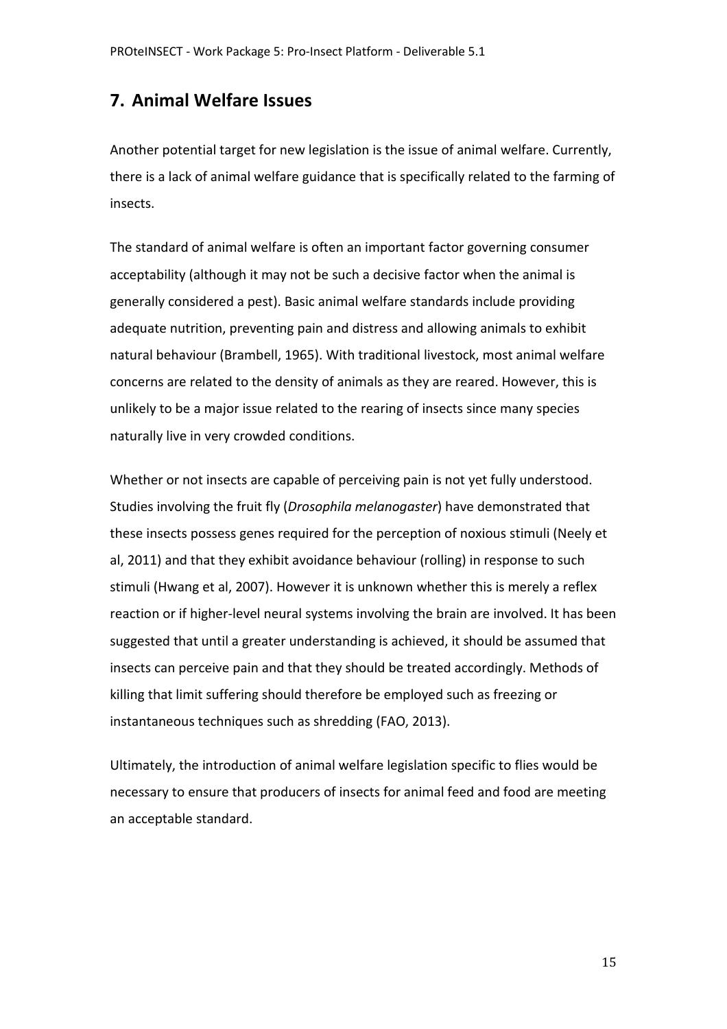## 7. Animal Welfare Issues

Another potential target for new legislation is the issue of animal welfare. Currently, there is a lack of animal welfare guidance that is specifically related to the farming of insects.

The standard of animal welfare is often an important factor governing consumer acceptability (although it may not be such a decisive factor when the animal is generally considered a pest). Basic animal welfare standards include providing adequate nutrition, preventing pain and distress and allowing animals to exhibit natural behaviour (Brambell, 1965). With traditional livestock, most animal welfare concerns are related to the density of animals as they are reared. However, this is unlikely to be a major issue related to the rearing of insects since many species naturally live in very crowded conditions.

Whether or not insects are capable of perceiving pain is not yet fully understood. Studies involving the fruit fly (*Drosophila melanogaster*) have demonstrated that these insects possess genes required for the perception of noxious stimuli (Neely et al, 2011) and that they exhibit avoidance behaviour (rolling) in response to such stimuli (Hwang et al, 2007). However it is unknown whether this is merely a reflex reaction or if higher-level neural systems involving the brain are involved. It has been suggested that until a greater understanding is achieved, it should be assumed that insects can perceive pain and that they should be treated accordingly. Methods of killing that limit suffering should therefore be employed such as freezing or instantaneous techniques such as shredding (FAO, 2013).

Ultimately, the introduction of animal welfare legislation specific to flies would be necessary to ensure that producers of insects for animal feed and food are meeting an acceptable standard.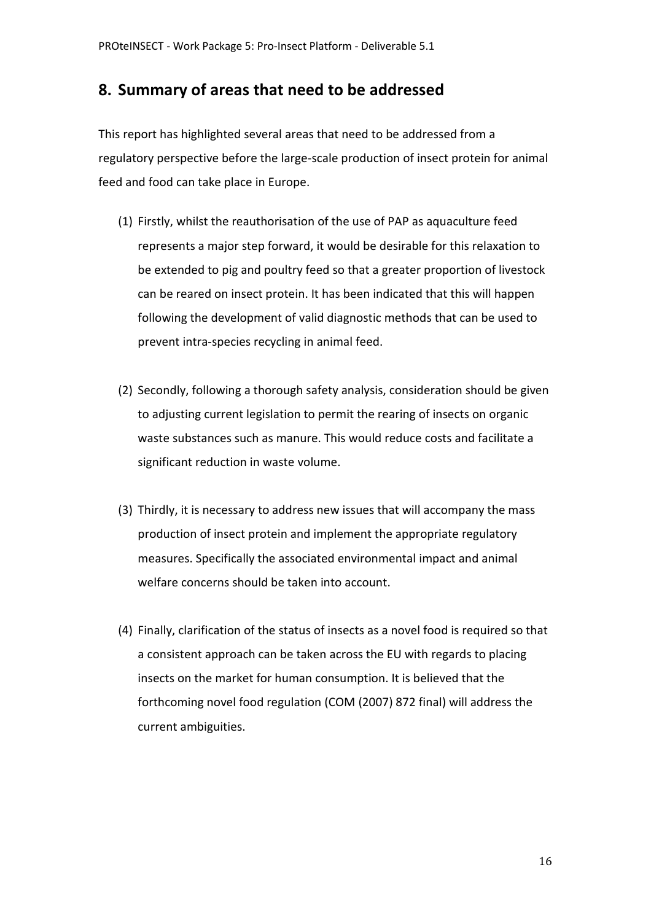## 8. Summary of areas that need to be addressed

This report has highlighted several areas that need to be addressed from a regulatory perspective before the large-scale production of insect protein for animal feed and food can take place in Europe.

(1) Firstly, whilst the reauthorisation of the use of PAP as aquaculture feed represents a major step forward, it would be desirable for this relaxation to be extended to pig and poultry feed so that a greater proportion of livestock can be reared on insect protein. It has been indicated that this will happen following the development of valid diagnostic methods that can be used to prevent intra-species recycling in animal feed.

(2) Secondly, following a thorough safety analysis, consideration should be given to adjusting current legislation to permit the rearing of insects on organic waste substances such as manure. This would reduce costs and facilitate a significant reduction in waste volume.

(3) Thirdly, it is necessary to address new issues that will accompany the mass production of insect protein and implement the appropriate regulatory measures. Specifically the associated environmental impact and animal welfare concerns should be taken into account.

(4) Finally, clarification of the status of insects as a novel food is required so that a consistent approach can be taken across the EU with regards to placing insects on the market for human consumption. It is believed that the forthcoming novel food regulation (COM (2007) 872 final) will address the current ambiguities.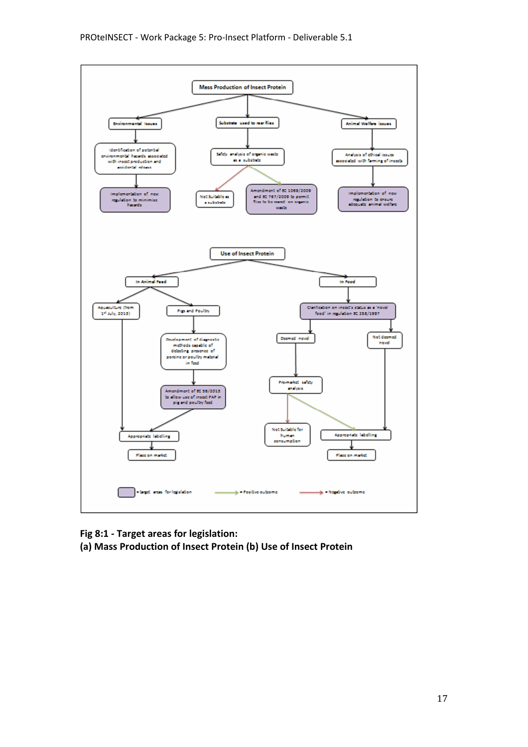**Mass Production of Insect Protein**

- **Environmental issues**
  - Identification of potential environmental hazards associated with insect production and accidental release
    - Implementation of new regulation to minimise hazards
- **Substrate used to rear flies**
  - Safety analysis of organic waste as a substrate
    - Not Suitable as a substrate
    - Amendment of EC 1069/2009 and EC 767/2009 to permit flies to be reared on organic waste
- **Animal Welfare issues**
  - Analysis of ethical issues associated with farming of insects
    - Implementation of new regulation to ensure adequate animal welfare

**Use of Insect Protein**

- **In Animal Feed**
  - Aquaculture (from 1[st] July, 2013)
    - Appropriate labelling
      - Place on market
  - Pigs and Poultry
    - Development of diagnostic methods capable of detecting presence of porcine or poultry material in feed
      - Amendment of EC 56/2013 to allow use of insect PAP in pig and poultry feed
        - Appropriate labelling
          - Place on market
- **In Food**
  - Clarification on insect's status as a 'novel food' in regulation EC 258/1997
    - Deemed novel
      - Pre-market safety analysis
        - Not Suitable for human consumption
        - Appropriate labelling
          - Place on market
    - Not deemed novel
      - Appropriate labelling
        - Place on market

= target areas for legislation | = Positive outcome | = Negative outcome

**Fig 8:1 - Target areas for legislation:**
**(a) Mass Production of Insect Protein (b) Use of Insect Protein**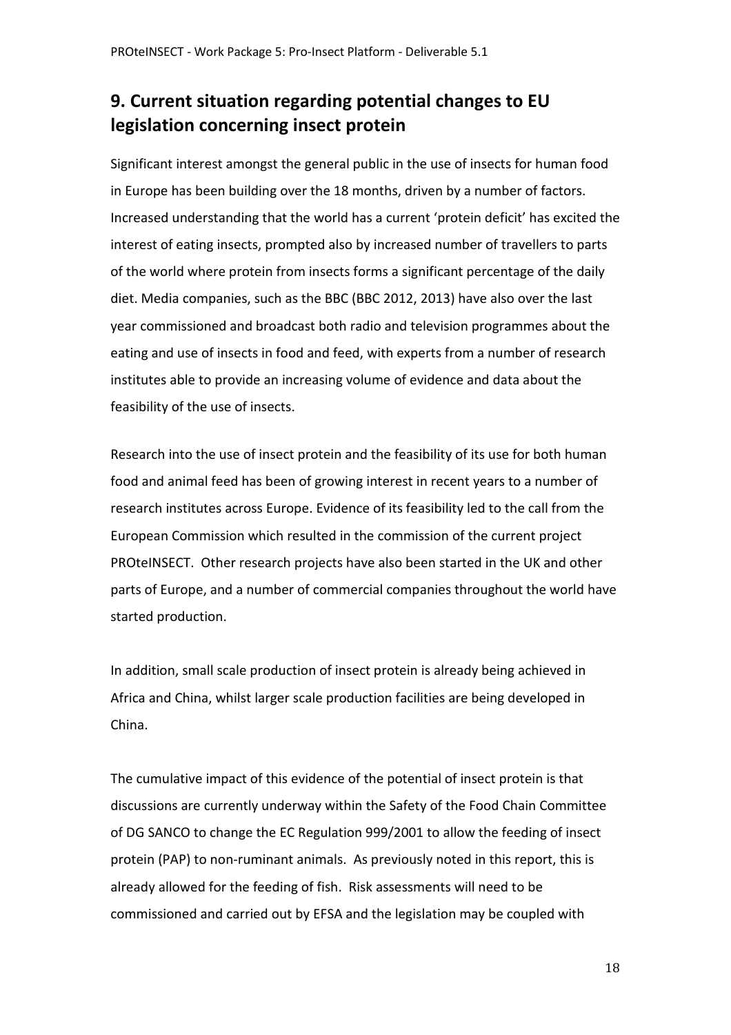## 9. Current situation regarding potential changes to EU legislation concerning insect protein

Significant interest amongst the general public in the use of insects for human food in Europe has been building over the 18 months, driven by a number of factors. Increased understanding that the world has a current 'protein deficit' has excited the interest of eating insects, prompted also by increased number of travellers to parts of the world where protein from insects forms a significant percentage of the daily diet. Media companies, such as the BBC (BBC 2012, 2013) have also over the last year commissioned and broadcast both radio and television programmes about the eating and use of insects in food and feed, with experts from a number of research institutes able to provide an increasing volume of evidence and data about the feasibility of the use of insects.

Research into the use of insect protein and the feasibility of its use for both human food and animal feed has been of growing interest in recent years to a number of research institutes across Europe. Evidence of its feasibility led to the call from the European Commission which resulted in the commission of the current project PROteINSECT. Other research projects have also been started in the UK and other parts of Europe, and a number of commercial companies throughout the world have started production.

In addition, small scale production of insect protein is already being achieved in Africa and China, whilst larger scale production facilities are being developed in China.

The cumulative impact of this evidence of the potential of insect protein is that discussions are currently underway within the Safety of the Food Chain Committee of DG SANCO to change the EC Regulation 999/2001 to allow the feeding of insect protein (PAP) to non-ruminant animals. As previously noted in this report, this is already allowed for the feeding of fish. Risk assessments will need to be commissioned and carried out by EFSA and the legislation may be coupled with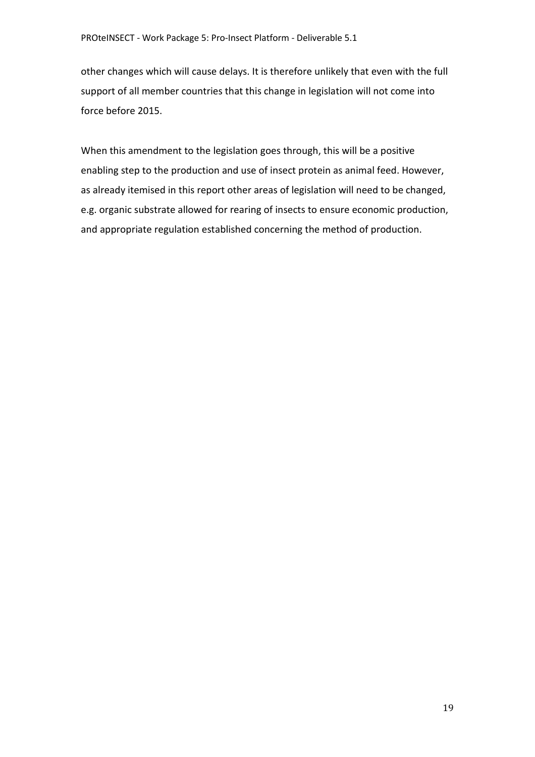other changes which will cause delays. It is therefore unlikely that even with the full support of all member countries that this change in legislation will not come into force before 2015.

When this amendment to the legislation goes through, this will be a positive enabling step to the production and use of insect protein as animal feed. However, as already itemised in this report other areas of legislation will need to be changed, e.g. organic substrate allowed for rearing of insects to ensure economic production, and appropriate regulation established concerning the method of production.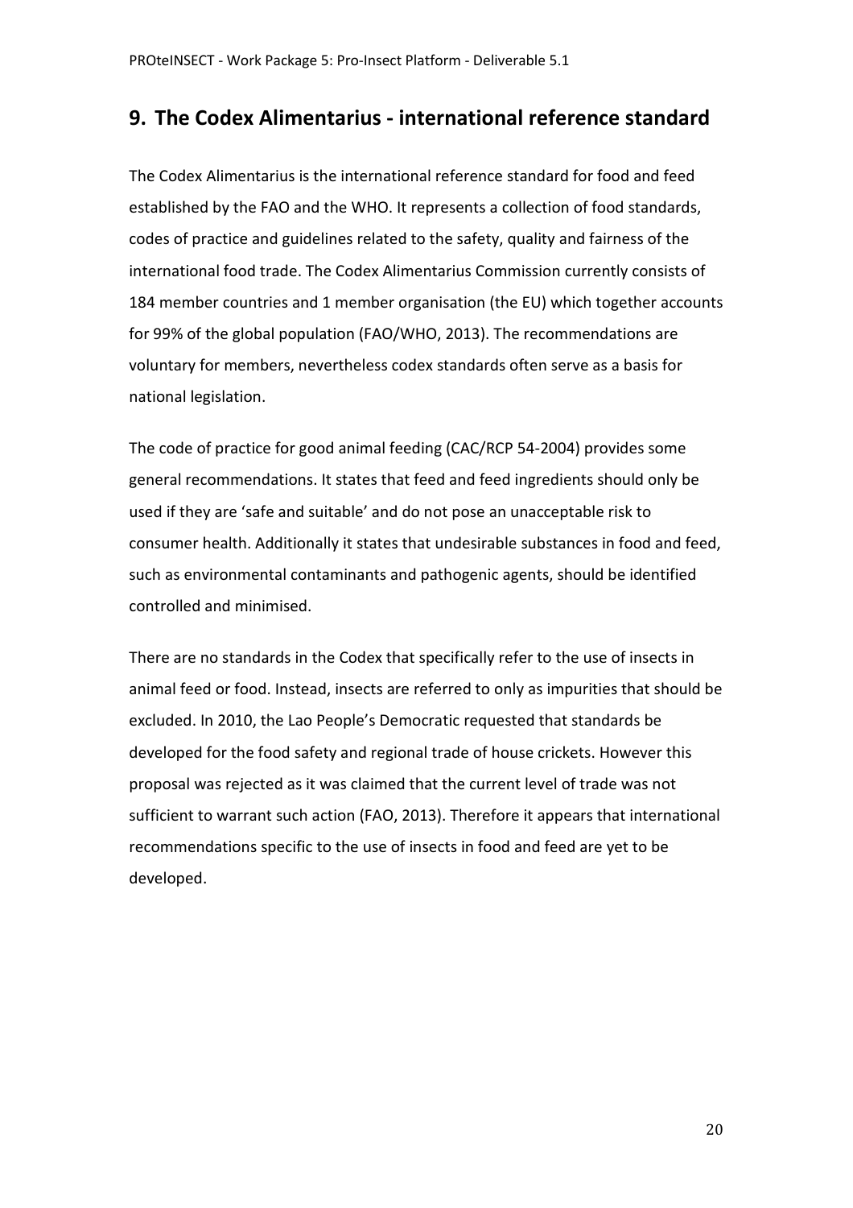## 9. The Codex Alimentarius - international reference standard

The Codex Alimentarius is the international reference standard for food and feed established by the FAO and the WHO. It represents a collection of food standards, codes of practice and guidelines related to the safety, quality and fairness of the international food trade. The Codex Alimentarius Commission currently consists of 184 member countries and 1 member organisation (the EU) which together accounts for 99% of the global population (FAO/WHO, 2013). The recommendations are voluntary for members, nevertheless codex standards often serve as a basis for national legislation.

The code of practice for good animal feeding (CAC/RCP 54-2004) provides some general recommendations. It states that feed and feed ingredients should only be used if they are 'safe and suitable' and do not pose an unacceptable risk to consumer health. Additionally it states that undesirable substances in food and feed, such as environmental contaminants and pathogenic agents, should be identified controlled and minimised.

There are no standards in the Codex that specifically refer to the use of insects in animal feed or food. Instead, insects are referred to only as impurities that should be excluded. In 2010, the Lao People's Democratic requested that standards be developed for the food safety and regional trade of house crickets. However this proposal was rejected as it was claimed that the current level of trade was not sufficient to warrant such action (FAO, 2013). Therefore it appears that international recommendations specific to the use of insects in food and feed are yet to be developed.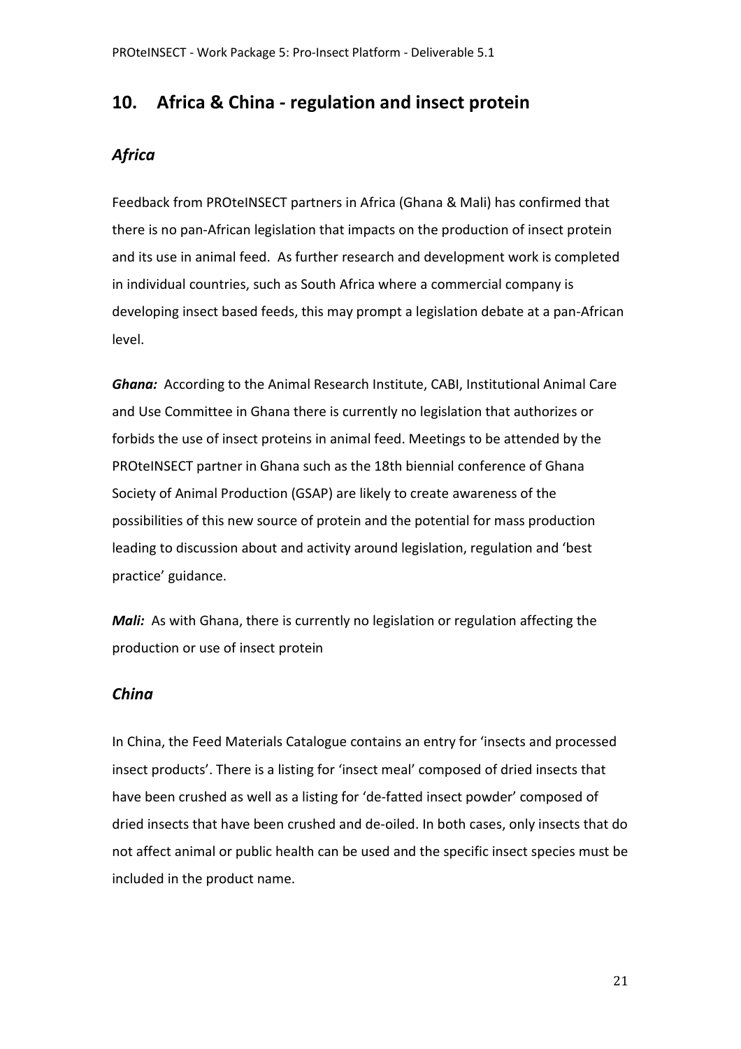## 10. Africa & China - regulation and insect protein

### *Africa*

Feedback from PROteINSECT partners in Africa (Ghana & Mali) has confirmed that there is no pan-African legislation that impacts on the production of insect protein and its use in animal feed. As further research and development work is completed in individual countries, such as South Africa where a commercial company is developing insect based feeds, this may prompt a legislation debate at a pan-African level.

***Ghana:*** According to the Animal Research Institute, CABI, Institutional Animal Care and Use Committee in Ghana there is currently no legislation that authorizes or forbids the use of insect proteins in animal feed. Meetings to be attended by the PROteINSECT partner in Ghana such as the 18th biennial conference of Ghana Society of Animal Production (GSAP) are likely to create awareness of the possibilities of this new source of protein and the potential for mass production leading to discussion about and activity around legislation, regulation and 'best practice' guidance.

***Mali:*** As with Ghana, there is currently no legislation or regulation affecting the production or use of insect protein

### *China*

In China, the Feed Materials Catalogue contains an entry for 'insects and processed insect products'. There is a listing for 'insect meal' composed of dried insects that have been crushed as well as a listing for 'de-fatted insect powder' composed of dried insects that have been crushed and de-oiled. In both cases, only insects that do not affect animal or public health can be used and the specific insect species must be included in the product name.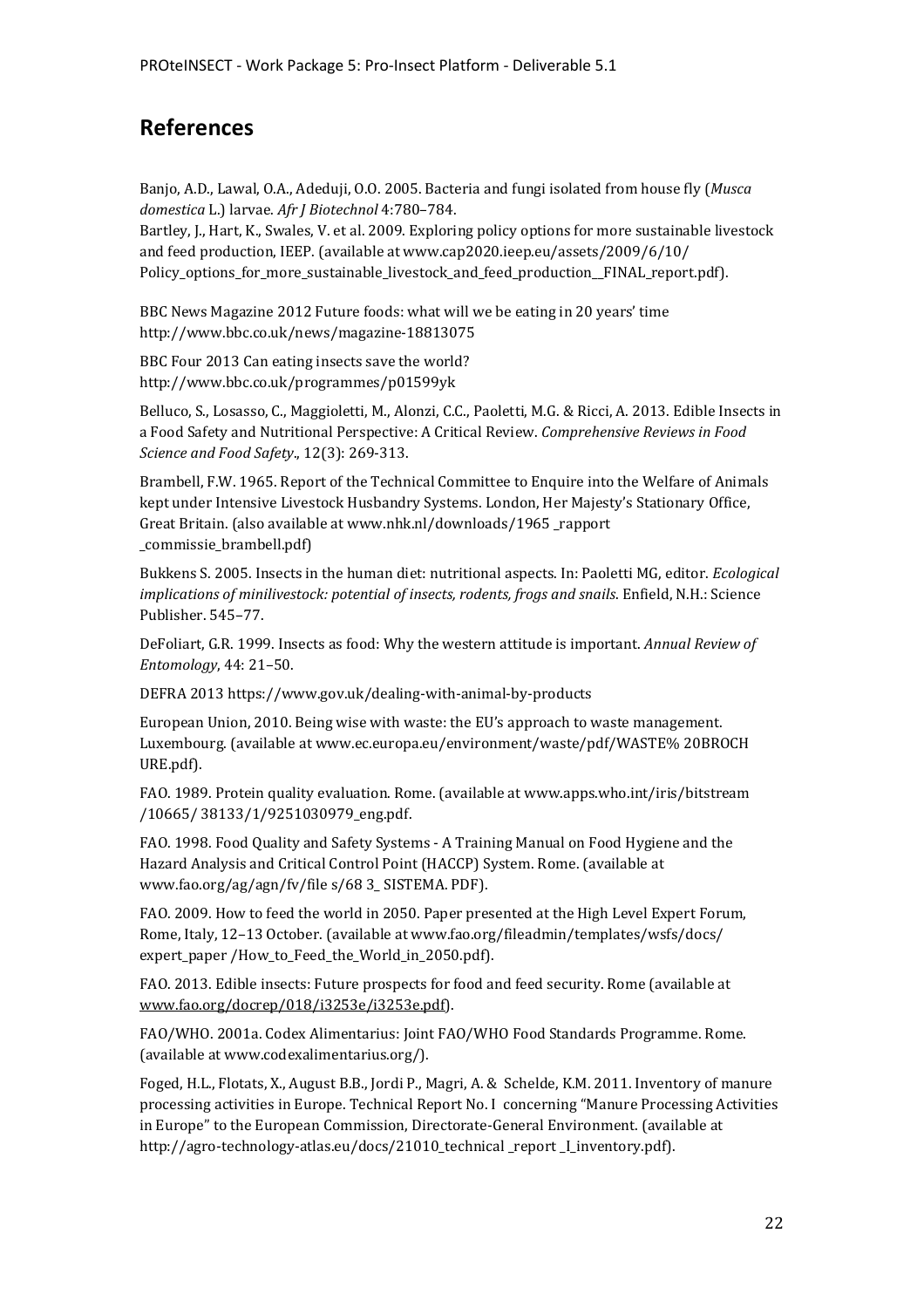## References

Banjo, A.D., Lawal, O.A., Adeduji, O.O. 2005. Bacteria and fungi isolated from house fly (*Musca domestica* L.) larvae. *Afr J Biotechnol* 4:780–784.

Bartley, J., Hart, K., Swales, V. et al. 2009. Exploring policy options for more sustainable livestock and feed production, IEEP. (available at www.cap2020.ieep.eu/assets/2009/6/10/Policy_options_for_more_sustainable_livestock_and_feed_production__FINAL_report.pdf).

BBC News Magazine 2012 Future foods: what will we be eating in 20 years' time http://www.bbc.co.uk/news/magazine-18813075

BBC Four 2013 Can eating insects save the world? http://www.bbc.co.uk/programmes/p01599yk

Belluco, S., Losasso, C., Maggioletti, M., Alonzi, C.C., Paoletti, M.G. & Ricci, A. 2013. Edible Insects in a Food Safety and Nutritional Perspective: A Critical Review. *Comprehensive Reviews in Food Science and Food Safety*., 12(3): 269-313.

Brambell, F.W. 1965. Report of the Technical Committee to Enquire into the Welfare of Animals kept under Intensive Livestock Husbandry Systems. London, Her Majesty's Stationary Office, Great Britain. (also available at www.nhk.nl/downloads/1965 _rapport _commissie_brambell.pdf)

Bukkens S. 2005. Insects in the human diet: nutritional aspects. In: Paoletti MG, editor. *Ecological implications of minilivestock: potential of insects, rodents, frogs and snails*. Enfield, N.H.: Science Publisher. 545–77.

DeFoliart, G.R. 1999. Insects as food: Why the western attitude is important. *Annual Review of Entomology*, 44: 21–50.

DEFRA 2013 https://www.gov.uk/dealing-with-animal-by-products

European Union, 2010. Being wise with waste: the EU's approach to waste management. Luxembourg. (available at www.ec.europa.eu/environment/waste/pdf/WASTE% 20BROCH URE.pdf).

FAO. 1989. Protein quality evaluation. Rome. (available at www.apps.who.int/iris/bitstream /10665/ 38133/1/9251030979_eng.pdf.

FAO. 1998. Food Quality and Safety Systems - A Training Manual on Food Hygiene and the Hazard Analysis and Critical Control Point (HACCP) System. Rome. (available at www.fao.org/ag/agn/fv/file s/68 3_ SISTEMA. PDF).

FAO. 2009. How to feed the world in 2050. Paper presented at the High Level Expert Forum, Rome, Italy, 12–13 October. (available at www.fao.org/fileadmin/templates/wsfs/docs/ expert_paper /How_to_Feed_the_World_in_2050.pdf).

FAO. 2013. Edible insects: Future prospects for food and feed security. Rome (available at www.fao.org/docrep/018/i3253e/i3253e.pdf).

FAO/WHO. 2001a. Codex Alimentarius: Joint FAO/WHO Food Standards Programme. Rome. (available at www.codexalimentarius.org/).

Foged, H.L., Flotats, X., August B.B., Jordi P., Magri, A. & Schelde, K.M. 2011. Inventory of manure processing activities in Europe. Technical Report No. I concerning "Manure Processing Activities in Europe" to the European Commission, Directorate-General Environment. (available at http://agro-technology-atlas.eu/docs/21010_technical _report _I_inventory.pdf).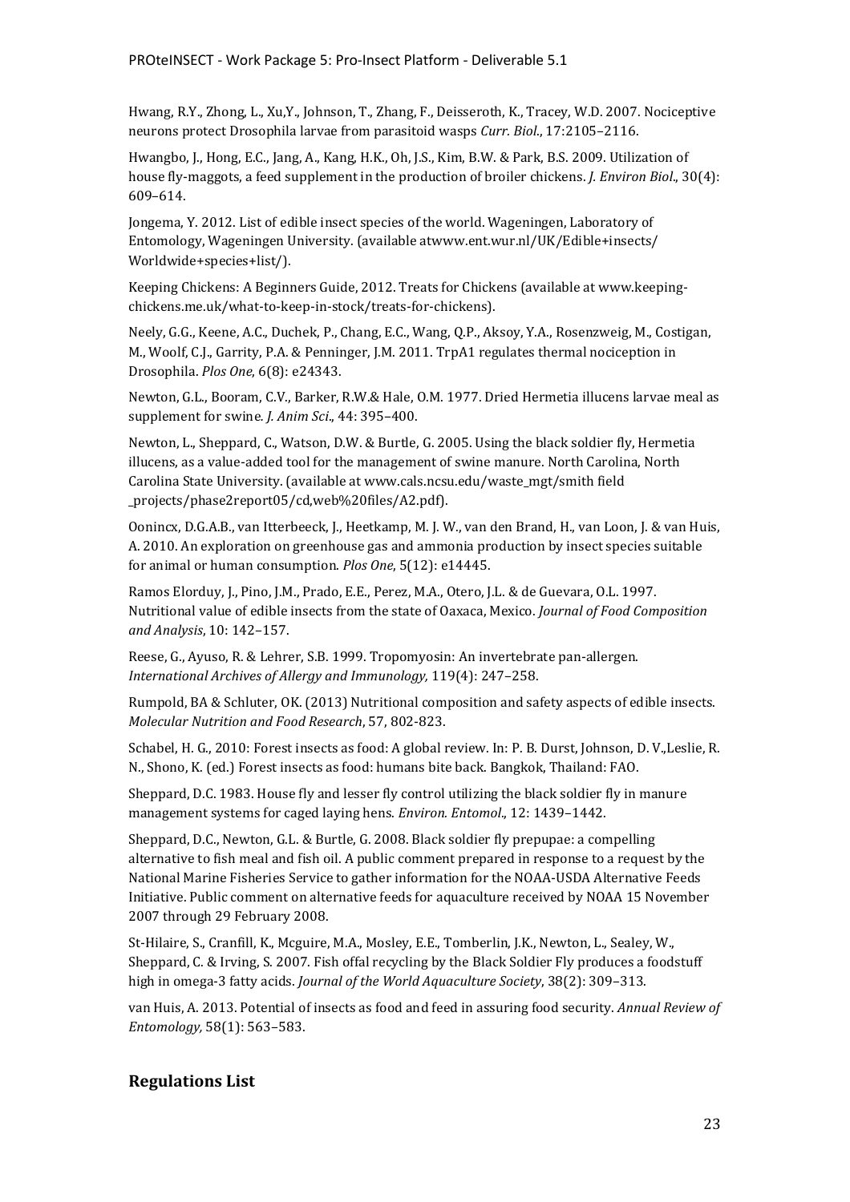Hwang, R.Y., Zhong, L., Xu,Y., Johnson, T., Zhang, F., Deisseroth, K., Tracey, W.D. 2007. Nociceptive neurons protect Drosophila larvae from parasitoid wasps *Curr. Biol*., 17:2105–2116.

Hwangbo, J., Hong, E.C., Jang, A., Kang, H.K., Oh, J.S., Kim, B.W. & Park, B.S. 2009. Utilization of house fly-maggots, a feed supplement in the production of broiler chickens. *J. Environ Biol*., 30(4): 609–614.

Jongema, Y. 2012. List of edible insect species of the world. Wageningen, Laboratory of Entomology, Wageningen University. (available atwww.ent.wur.nl/UK/Edible+insects/ Worldwide+species+list/).

Keeping Chickens: A Beginners Guide, 2012. Treats for Chickens (available at www.keeping-chickens.me.uk/what-to-keep-in-stock/treats-for-chickens).

Neely, G.G., Keene, A.C., Duchek, P., Chang, E.C., Wang, Q.P., Aksoy, Y.A., Rosenzweig, M., Costigan, M., Woolf, C.J., Garrity, P.A. & Penninger, J.M. 2011. TrpA1 regulates thermal nociception in Drosophila. *Plos One*, 6(8): e24343.

Newton, G.L., Booram, C.V., Barker, R.W.& Hale, O.M. 1977. Dried Hermetia illucens larvae meal as supplement for swine. *J. Anim Sci*., 44: 395–400.

Newton, L., Sheppard, C., Watson, D.W. & Burtle, G. 2005. Using the black soldier fly, Hermetia illucens, as a value-added tool for the management of swine manure. North Carolina, North Carolina State University. (available at www.cals.ncsu.edu/waste_mgt/smith field _projects/phase2report05/cd,web%20files/A2.pdf).

Oonincx, D.G.A.B., van Itterbeeck, J., Heetkamp, M. J. W., van den Brand, H., van Loon, J. & van Huis, A. 2010. An exploration on greenhouse gas and ammonia production by insect species suitable for animal or human consumption. *Plos One*, 5(12): e14445.

Ramos Elorduy, J., Pino, J.M., Prado, E.E., Perez, M.A., Otero, J.L. & de Guevara, O.L. 1997. Nutritional value of edible insects from the state of Oaxaca, Mexico. *Journal of Food Composition and Analysis*, 10: 142–157.

Reese, G., Ayuso, R. & Lehrer, S.B. 1999. Tropomyosin: An invertebrate pan-allergen. *International Archives of Allergy and Immunology,* 119(4): 247–258.

Rumpold, BA & Schluter, OK. (2013) Nutritional composition and safety aspects of edible insects. *Molecular Nutrition and Food Research*, 57, 802-823.

Schabel, H. G., 2010: Forest insects as food: A global review. In: P. B. Durst, Johnson, D. V.,Leslie, R. N., Shono, K. (ed.) Forest insects as food: humans bite back. Bangkok, Thailand: FAO.

Sheppard, D.C. 1983. House fly and lesser fly control utilizing the black soldier fly in manure management systems for caged laying hens. *Environ. Entomol*., 12: 1439–1442.

Sheppard, D.C., Newton, G.L. & Burtle, G. 2008. Black soldier fly prepupae: a compelling alternative to fish meal and fish oil. A public comment prepared in response to a request by the National Marine Fisheries Service to gather information for the NOAA-USDA Alternative Feeds Initiative. Public comment on alternative feeds for aquaculture received by NOAA 15 November 2007 through 29 February 2008.

St-Hilaire, S., Cranfill, K., Mcguire, M.A., Mosley, E.E., Tomberlin, J.K., Newton, L., Sealey, W., Sheppard, C. & Irving, S. 2007. Fish offal recycling by the Black Soldier Fly produces a foodstuff high in omega-3 fatty acids. *Journal of the World Aquaculture Society*, 38(2): 309–313.

van Huis, A. 2013. Potential of insects as food and feed in assuring food security. *Annual Review of Entomology,* 58(1): 563–583.

## Regulations List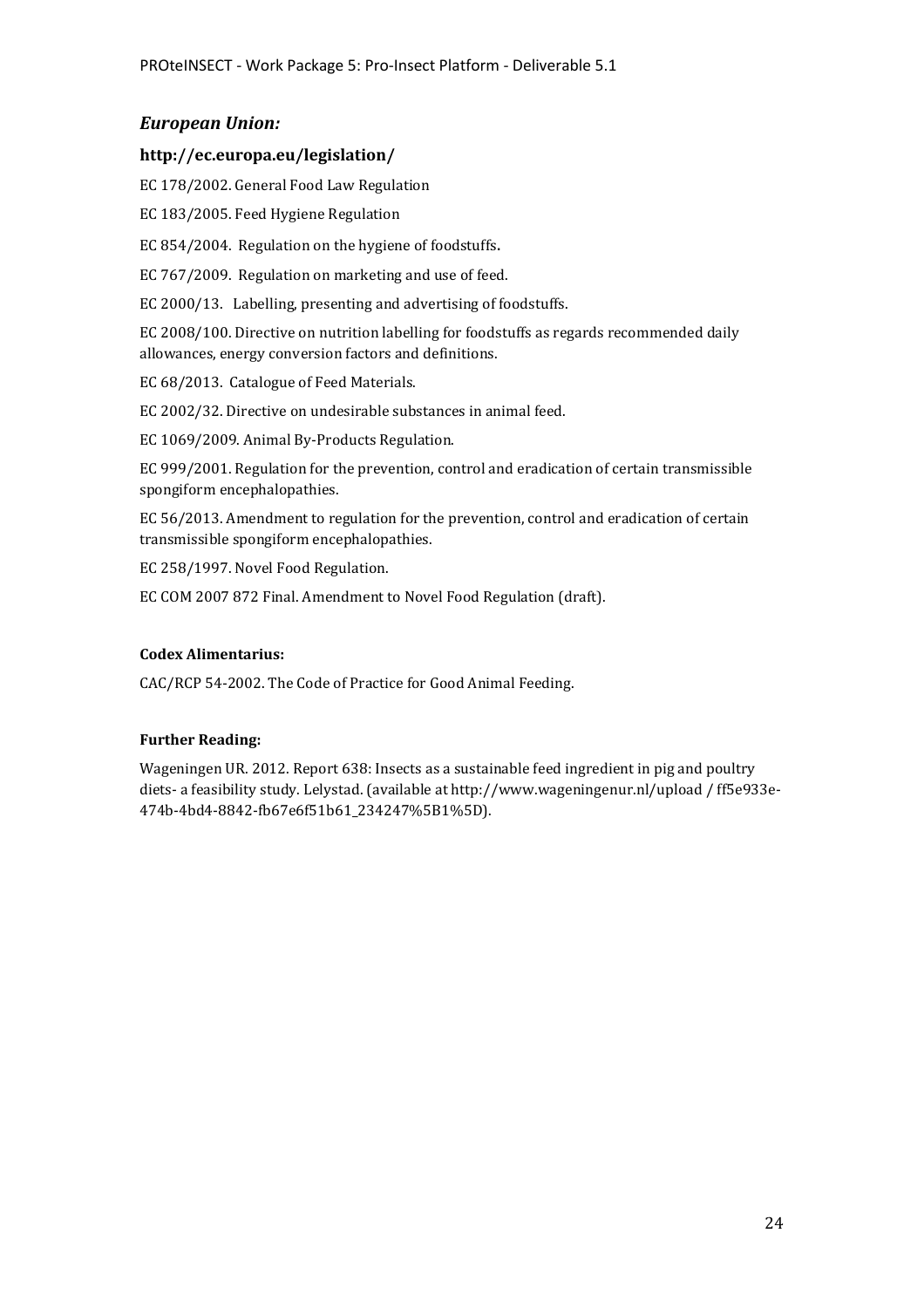## *European Union:*

### http://ec.europa.eu/legislation/

EC 178/2002. General Food Law Regulation

EC 183/2005. Feed Hygiene Regulation

EC 854/2004. Regulation on the hygiene of foodstuffs.

EC 767/2009. Regulation on marketing and use of feed.

EC 2000/13. Labelling, presenting and advertising of foodstuffs.

EC 2008/100. Directive on nutrition labelling for foodstuffs as regards recommended daily allowances, energy conversion factors and definitions.

EC 68/2013. Catalogue of Feed Materials.

EC 2002/32. Directive on undesirable substances in animal feed.

EC 1069/2009. Animal By-Products Regulation.

EC 999/2001. Regulation for the prevention, control and eradication of certain transmissible spongiform encephalopathies.

EC 56/2013. Amendment to regulation for the prevention, control and eradication of certain transmissible spongiform encephalopathies.

EC 258/1997. Novel Food Regulation.

EC COM 2007 872 Final. Amendment to Novel Food Regulation (draft).

**Codex Alimentarius:**

CAC/RCP 54-2002. The Code of Practice for Good Animal Feeding.

**Further Reading:**

Wageningen UR. 2012. Report 638: Insects as a sustainable feed ingredient in pig and poultry diets- a feasibility study. Lelystad. (available at http://www.wageningenur.nl/upload / ff5e933e-474b-4bd4-8842-fb67e6f51b61_234247%5B1%5D).